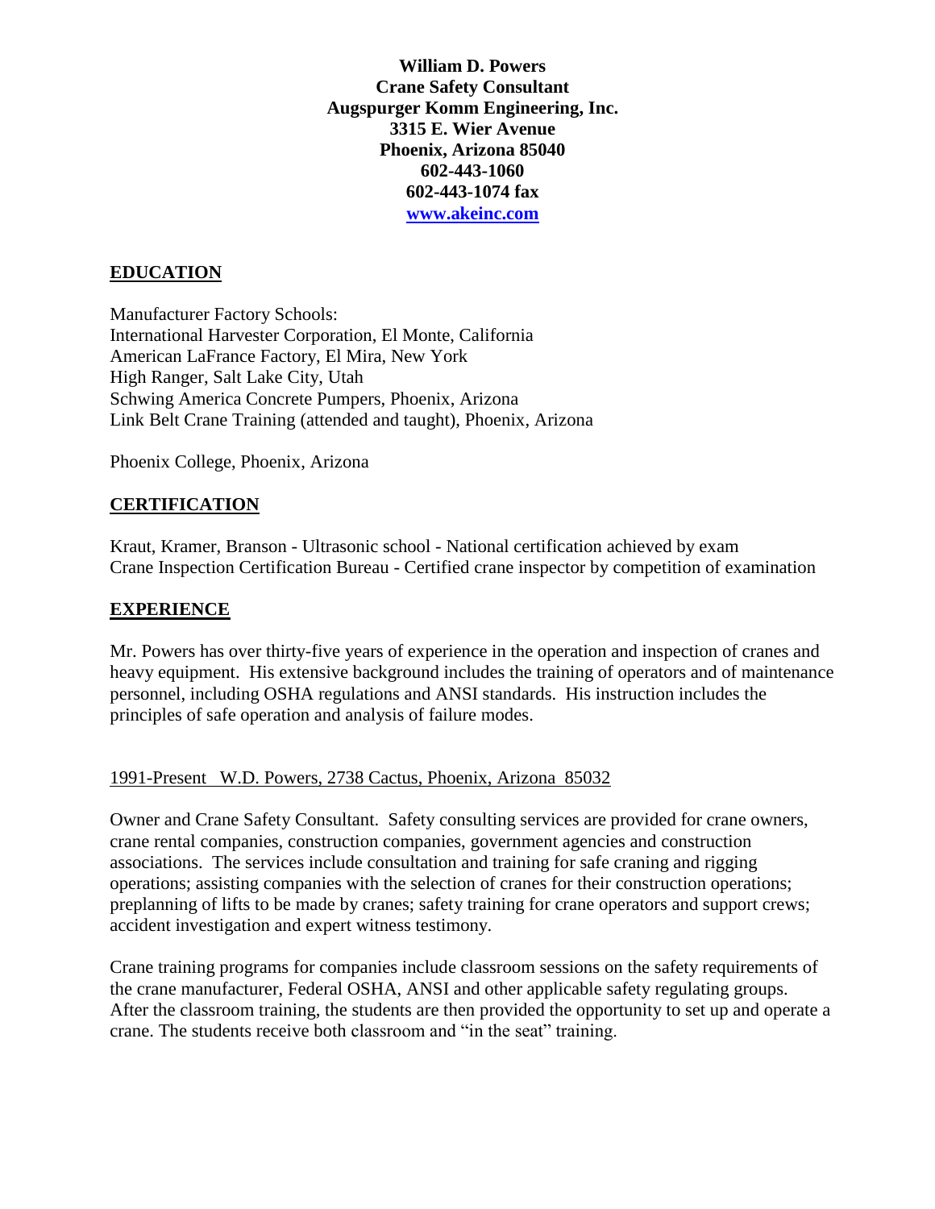**William D. Powers**
**Crane Safety Consultant**
**Augspurger Komm Engineering, Inc.**
**3315 E. Wier Avenue**
**Phoenix, Arizona 85040**
**602-443-1060**
**602-443-1074 fax**
**[www.akeinc.com](http://www.akeinc.com)**

## EDUCATION

Manufacturer Factory Schools:
International Harvester Corporation, El Monte, California
American LaFrance Factory, El Mira, New York
High Ranger, Salt Lake City, Utah
Schwing America Concrete Pumpers, Phoenix, Arizona
Link Belt Crane Training (attended and taught), Phoenix, Arizona

Phoenix College, Phoenix, Arizona

## CERTIFICATION

Kraut, Kramer, Branson - Ultrasonic school - National certification achieved by exam
Crane Inspection Certification Bureau - Certified crane inspector by competition of examination

## EXPERIENCE

Mr. Powers has over thirty-five years of experience in the operation and inspection of cranes and heavy equipment. His extensive background includes the training of operators and of maintenance personnel, including OSHA regulations and ANSI standards. His instruction includes the principles of safe operation and analysis of failure modes.

1991-Present W.D. Powers, 2738 Cactus, Phoenix, Arizona 85032

Owner and Crane Safety Consultant. Safety consulting services are provided for crane owners, crane rental companies, construction companies, government agencies and construction associations. The services include consultation and training for safe craning and rigging operations; assisting companies with the selection of cranes for their construction operations; preplanning of lifts to be made by cranes; safety training for crane operators and support crews; accident investigation and expert witness testimony.

Crane training programs for companies include classroom sessions on the safety requirements of the crane manufacturer, Federal OSHA, ANSI and other applicable safety regulating groups. After the classroom training, the students are then provided the opportunity to set up and operate a crane. The students receive both classroom and "in the seat" training.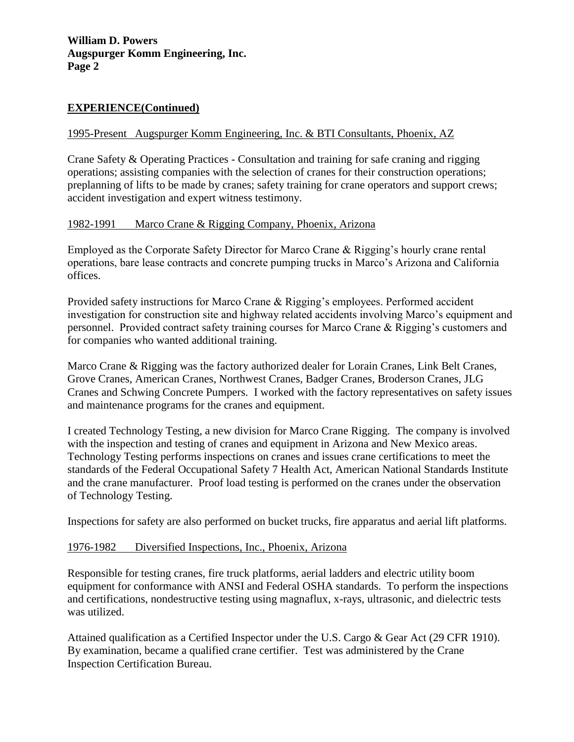## EXPERIENCE(Continued)

1995-Present Augspurger Komm Engineering, Inc. & BTI Consultants, Phoenix, AZ

Crane Safety & Operating Practices - Consultation and training for safe craning and rigging operations; assisting companies with the selection of cranes for their construction operations; preplanning of lifts to be made by cranes; safety training for crane operators and support crews; accident investigation and expert witness testimony.

1982-1991 Marco Crane & Rigging Company, Phoenix, Arizona

Employed as the Corporate Safety Director for Marco Crane & Rigging's hourly crane rental operations, bare lease contracts and concrete pumping trucks in Marco's Arizona and California offices.

Provided safety instructions for Marco Crane & Rigging's employees. Performed accident investigation for construction site and highway related accidents involving Marco's equipment and personnel. Provided contract safety training courses for Marco Crane & Rigging's customers and for companies who wanted additional training.

Marco Crane & Rigging was the factory authorized dealer for Lorain Cranes, Link Belt Cranes, Grove Cranes, American Cranes, Northwest Cranes, Badger Cranes, Broderson Cranes, JLG Cranes and Schwing Concrete Pumpers. I worked with the factory representatives on safety issues and maintenance programs for the cranes and equipment.

I created Technology Testing, a new division for Marco Crane Rigging. The company is involved with the inspection and testing of cranes and equipment in Arizona and New Mexico areas. Technology Testing performs inspections on cranes and issues crane certifications to meet the standards of the Federal Occupational Safety 7 Health Act, American National Standards Institute and the crane manufacturer. Proof load testing is performed on the cranes under the observation of Technology Testing.

Inspections for safety are also performed on bucket trucks, fire apparatus and aerial lift platforms.

1976-1982 Diversified Inspections, Inc., Phoenix, Arizona

Responsible for testing cranes, fire truck platforms, aerial ladders and electric utility boom equipment for conformance with ANSI and Federal OSHA standards. To perform the inspections and certifications, nondestructive testing using magnaflux, x-rays, ultrasonic, and dielectric tests was utilized.

Attained qualification as a Certified Inspector under the U.S. Cargo & Gear Act (29 CFR 1910). By examination, became a qualified crane certifier. Test was administered by the Crane Inspection Certification Bureau.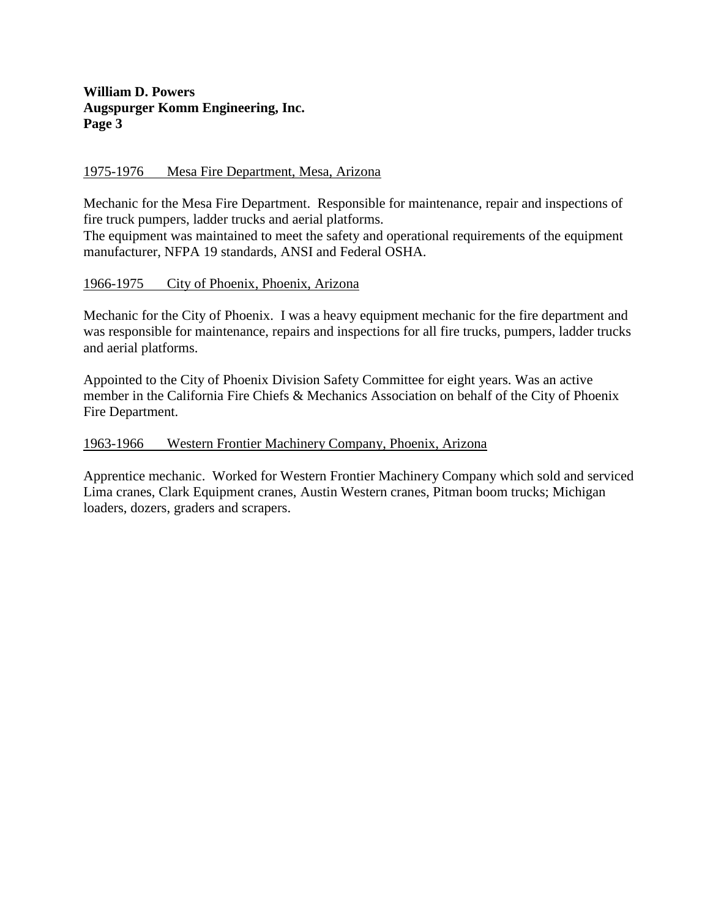1975-1976 Mesa Fire Department, Mesa, Arizona

Mechanic for the Mesa Fire Department. Responsible for maintenance, repair and inspections of fire truck pumpers, ladder trucks and aerial platforms.
The equipment was maintained to meet the safety and operational requirements of the equipment manufacturer, NFPA 19 standards, ANSI and Federal OSHA.

1966-1975 City of Phoenix, Phoenix, Arizona

Mechanic for the City of Phoenix. I was a heavy equipment mechanic for the fire department and was responsible for maintenance, repairs and inspections for all fire trucks, pumpers, ladder trucks and aerial platforms.

Appointed to the City of Phoenix Division Safety Committee for eight years. Was an active member in the California Fire Chiefs & Mechanics Association on behalf of the City of Phoenix Fire Department.

1963-1966 Western Frontier Machinery Company, Phoenix, Arizona

Apprentice mechanic. Worked for Western Frontier Machinery Company which sold and serviced Lima cranes, Clark Equipment cranes, Austin Western cranes, Pitman boom trucks; Michigan loaders, dozers, graders and scrapers.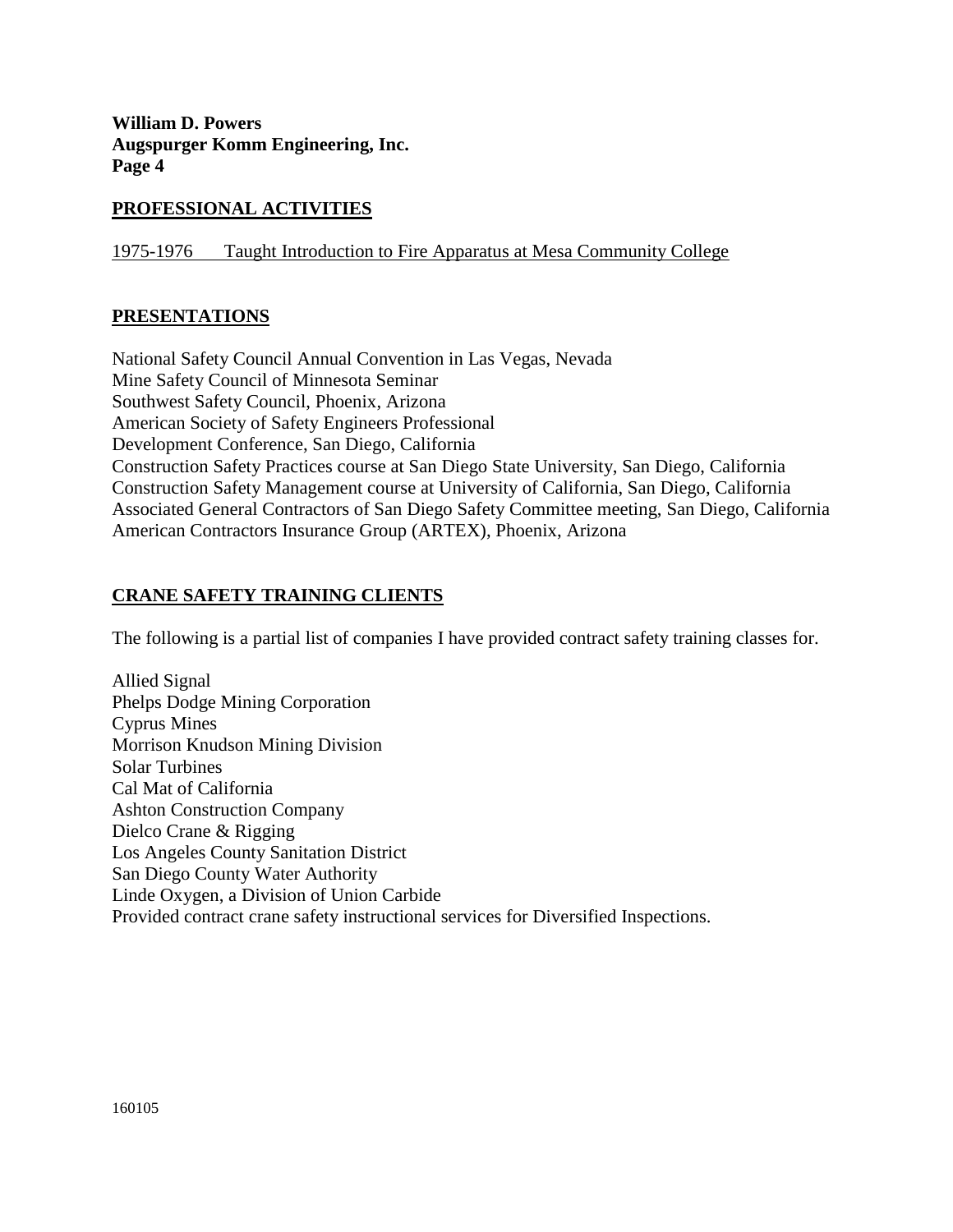## PROFESSIONAL ACTIVITIES

1975-1976 Taught Introduction to Fire Apparatus at Mesa Community College

## PRESENTATIONS

National Safety Council Annual Convention in Las Vegas, Nevada
Mine Safety Council of Minnesota Seminar
Southwest Safety Council, Phoenix, Arizona
American Society of Safety Engineers Professional
Development Conference, San Diego, California
Construction Safety Practices course at San Diego State University, San Diego, California
Construction Safety Management course at University of California, San Diego, California
Associated General Contractors of San Diego Safety Committee meeting, San Diego, California
American Contractors Insurance Group (ARTEX), Phoenix, Arizona

## CRANE SAFETY TRAINING CLIENTS

The following is a partial list of companies I have provided contract safety training classes for.

Allied Signal
Phelps Dodge Mining Corporation
Cyprus Mines
Morrison Knudson Mining Division
Solar Turbines
Cal Mat of California
Ashton Construction Company
Dielco Crane & Rigging
Los Angeles County Sanitation District
San Diego County Water Authority
Linde Oxygen, a Division of Union Carbide
Provided contract crane safety instructional services for Diversified Inspections.

160105